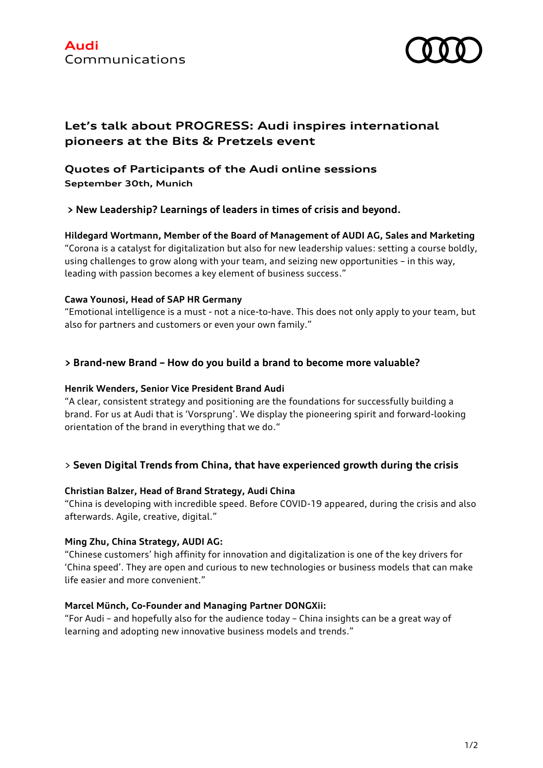**Audi**
Communications

# Let's talk about PROGRESS: Audi inspires international pioneers at the Bits & Pretzels event

## Quotes of Participants of the Audi online sessions

**September 30th, Munich**

### > New Leadership? Learnings of leaders in times of crisis and beyond.

**Hildegard Wortmann, Member of the Board of Management of AUDI AG, Sales and Marketing**
"Corona is a catalyst for digitalization but also for new leadership values: setting a course boldly, using challenges to grow along with your team, and seizing new opportunities – in this way, leading with passion becomes a key element of business success."

**Cawa Younosi, Head of SAP HR Germany**
"Emotional intelligence is a must - not a nice-to-have. This does not only apply to your team, but also for partners and customers or even your own family."

### > Brand-new Brand – How do you build a brand to become more valuable?

**Henrik Wenders, Senior Vice President Brand Audi**
"A clear, consistent strategy and positioning are the foundations for successfully building a brand. For us at Audi that is 'Vorsprung'. We display the pioneering spirit and forward-looking orientation of the brand in everything that we do."

### > Seven Digital Trends from China, that have experienced growth during the crisis

**Christian Balzer, Head of Brand Strategy, Audi China**
"China is developing with incredible speed. Before COVID-19 appeared, during the crisis and also afterwards. Agile, creative, digital."

**Ming Zhu, China Strategy, AUDI AG:**
"Chinese customers' high affinity for innovation and digitalization is one of the key drivers for 'China speed'. They are open and curious to new technologies or business models that can make life easier and more convenient."

**Marcel Münch, Co-Founder and Managing Partner DONGXii:**
"For Audi – and hopefully also for the audience today – China insights can be a great way of learning and adopting new innovative business models and trends."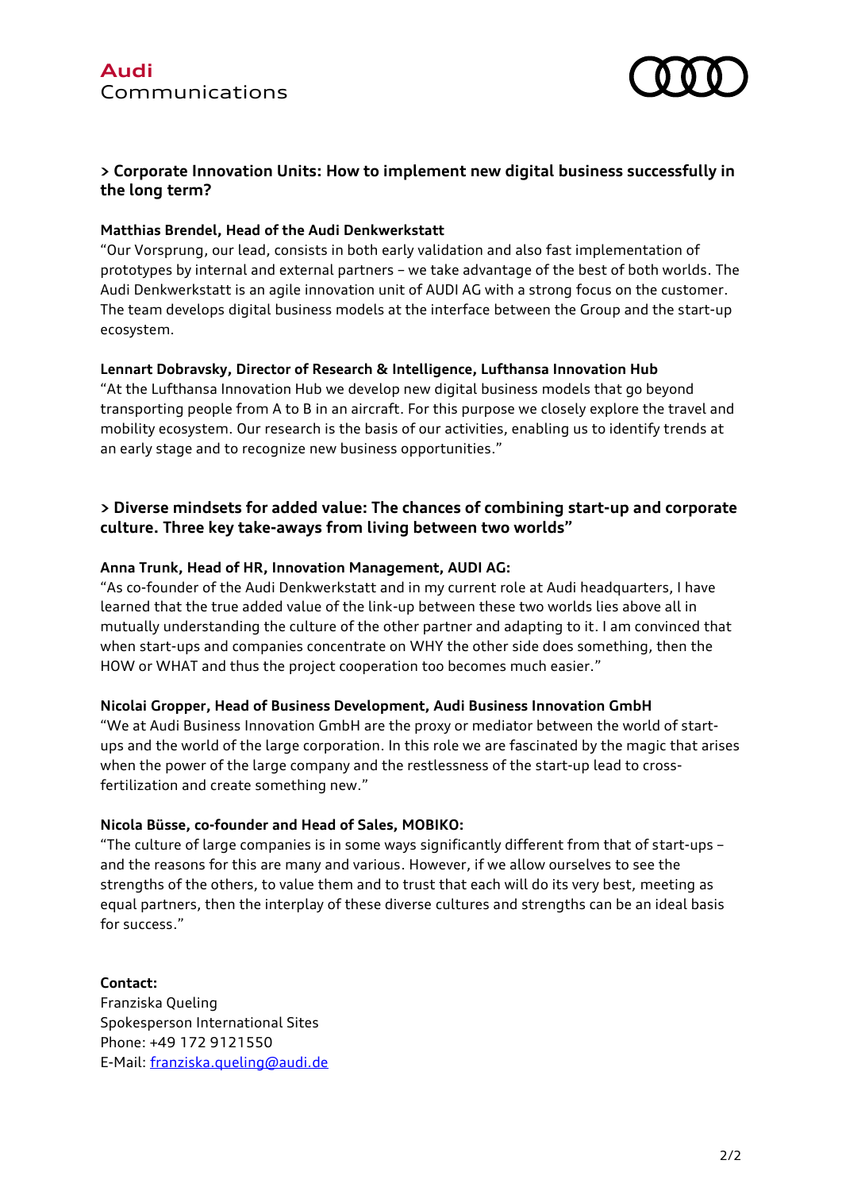## > Corporate Innovation Units: How to implement new digital business successfully in the long term?

**Matthias Brendel, Head of the Audi Denkwerkstatt**
"Our Vorsprung, our lead, consists in both early validation and also fast implementation of prototypes by internal and external partners – we take advantage of the best of both worlds. The Audi Denkwerkstatt is an agile innovation unit of AUDI AG with a strong focus on the customer. The team develops digital business models at the interface between the Group and the start-up ecosystem.

**Lennart Dobravsky, Director of Research & Intelligence, Lufthansa Innovation Hub**
"At the Lufthansa Innovation Hub we develop new digital business models that go beyond transporting people from A to B in an aircraft. For this purpose we closely explore the travel and mobility ecosystem. Our research is the basis of our activities, enabling us to identify trends at an early stage and to recognize new business opportunities."

## > Diverse mindsets for added value: The chances of combining start-up and corporate culture. Three key take-aways from living between two worlds"

**Anna Trunk, Head of HR, Innovation Management, AUDI AG:**
"As co-founder of the Audi Denkwerkstatt and in my current role at Audi headquarters, I have learned that the true added value of the link-up between these two worlds lies above all in mutually understanding the culture of the other partner and adapting to it. I am convinced that when start-ups and companies concentrate on WHY the other side does something, then the HOW or WHAT and thus the project cooperation too becomes much easier."

**Nicolai Gropper, Head of Business Development, Audi Business Innovation GmbH**
"We at Audi Business Innovation GmbH are the proxy or mediator between the world of start-ups and the world of the large corporation. In this role we are fascinated by the magic that arises when the power of the large company and the restlessness of the start-up lead to cross-fertilization and create something new."

**Nicola Büsse, co-founder and Head of Sales, MOBIKO:**
"The culture of large companies is in some ways significantly different from that of start-ups – and the reasons for this are many and various. However, if we allow ourselves to see the strengths of the others, to value them and to trust that each will do its very best, meeting as equal partners, then the interplay of these diverse cultures and strengths can be an ideal basis for success."

**Contact:**
Franziska Queling
Spokesperson International Sites
Phone: +49 172 9121550
E-Mail: franziska.queling@audi.de